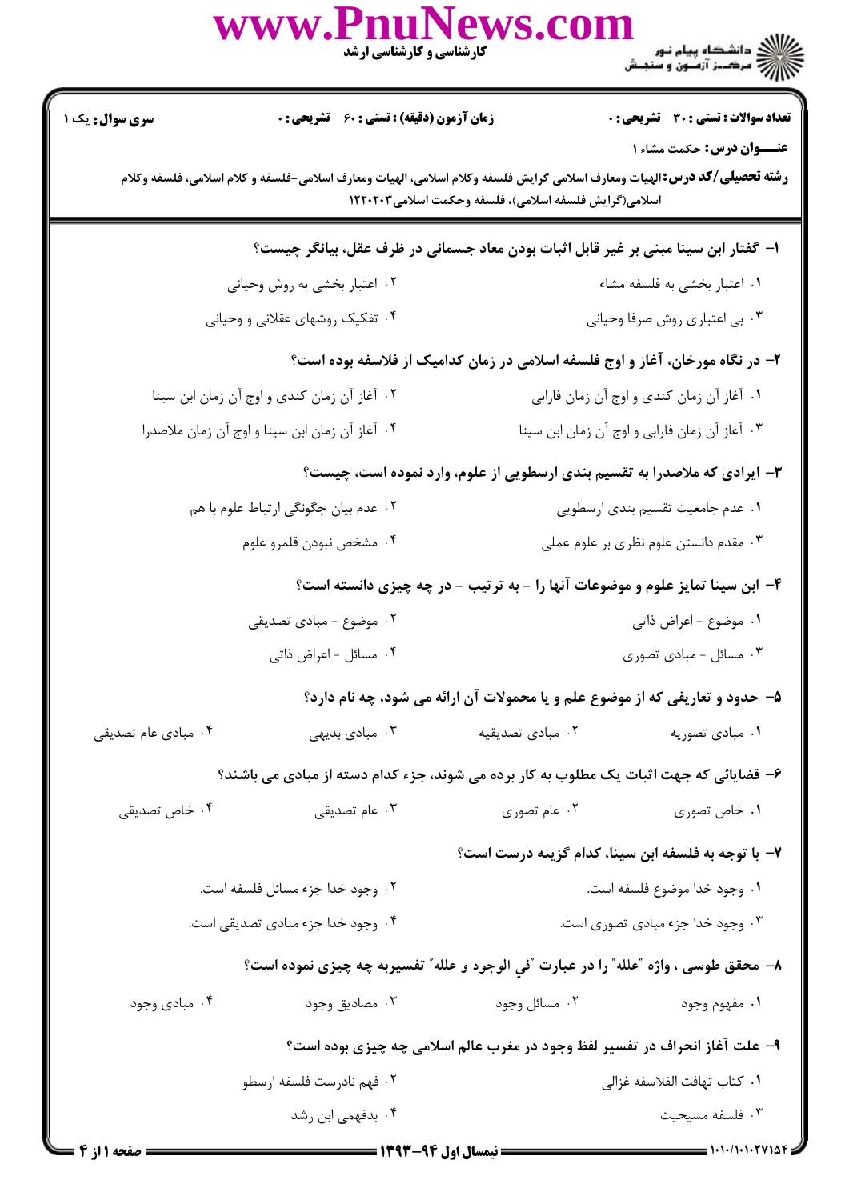**سری سوال:** یک ۱

**زمان آزمون (دقیقه) : تستی : ۶۰ تشریحی : ۰**

**تعداد سوالات : تستی : ۳۰ تشریحی : ۰**

**عنـــوان درس:** حکمت مشاء ۱

**رشته تحصیلی/کد درس:** الهیات ومعارف اسلامی گرایش فلسفه وکلام اسلامی، الهیات ومعارف اسلامی-فلسفه و کلام اسلامی، فلسفه وکلام اسلامی(گرایش فلسفه اسلامی)، فلسفه وحکمت اسلامی ۱۲۲۰۲۰۳

---

**۱- گفتار ابن سینا مبنی بر غیر قابل اثبات بودن معاد جسمانی در ظرف عقل، بیانگر چیست؟**

۱. اعتبار بخشی به فلسفه مشاء

۲. اعتبار بخشی به روش وحیانی

۳. بی اعتباری روش صرفا وحیانی

۴. تفکیک روشهای عقلانی و وحیانی

**۲- در نگاه مورخان، آغاز و اوج فلسفه اسلامی در زمان کدامیک از فلاسفه بوده است؟**

۱. آغاز آن زمان کندی و اوج آن زمان فارابی

۲. آغاز آن زمان کندی و اوج آن زمان ابن سینا

۳. آغاز آن زمان فارابی و اوج آن زمان ابن سینا

۴. آغاز آن زمان ابن سینا و اوج آن زمان ملاصدرا

**۳- ایرادی که ملاصدرا به تقسیم بندی ارسطویی از علوم، وارد نموده است، چیست؟**

۱. عدم جامعیت تقسیم بندی ارسطویی

۲. عدم بیان چگونگی ارتباط علوم با هم

۳. مقدم دانستن علوم نظری بر علوم عملی

۴. مشخص نبودن قلمرو علوم

**۴- ابن سینا تمایز علوم و موضوعات آنها را - به ترتیب - در چه چیزی دانسته است؟**

۱. موضوع - اعراض ذاتی

۲. موضوع - مبادی تصدیقی

۳. مسائل - مبادی تصوری

۴. مسائل - اعراض ذاتی

**۵- حدود و تعاریفی که از موضوع علم و یا محمولات آن ارائه می شود، چه نام دارد؟**

۱. مبادی تصوریه

۲. مبادی تصدیقیه

۳. مبادی بدیهی

۴. مبادی عام تصدیقی

**۶- قضایائی که جهت اثبات یک مطلوب به کار برده می شوند، جزء کدام دسته از مبادی می باشند؟**

۱. خاص تصوری

۲. عام تصوری

۳. عام تصدیقی

۴. خاص تصدیقی

**۷- با توجه به فلسفه ابن سینا، کدام گزینه درست است؟**

۱. وجود خدا موضوع فلسفه است.

۲. وجود خدا جزء مسائل فلسفه است.

۳. وجود خدا جزء مبادی تصوری است.

۴. وجود خدا جزء مبادی تصدیقی است.

**۸- محقق طوسی ، واژه "علته" را در عبارت "في الوجود و علله" تفسیربه چه چیزی نموده است؟**

۱. مفهوم وجود

۲. مسائل وجود

۳. مصادیق وجود

۴. مبادی وجود

**۹- علت آغاز انحراف در تفسیر لفظ وجود در مغرب عالم اسلامی چه چیزی بوده است؟**

۱. کتاب تهافت الفلاسفه غزالی

۲. فهم نادرست فلسفه ارسطو

۳. فلسفه مسیحیت

۴. بدفهمی ابن رشد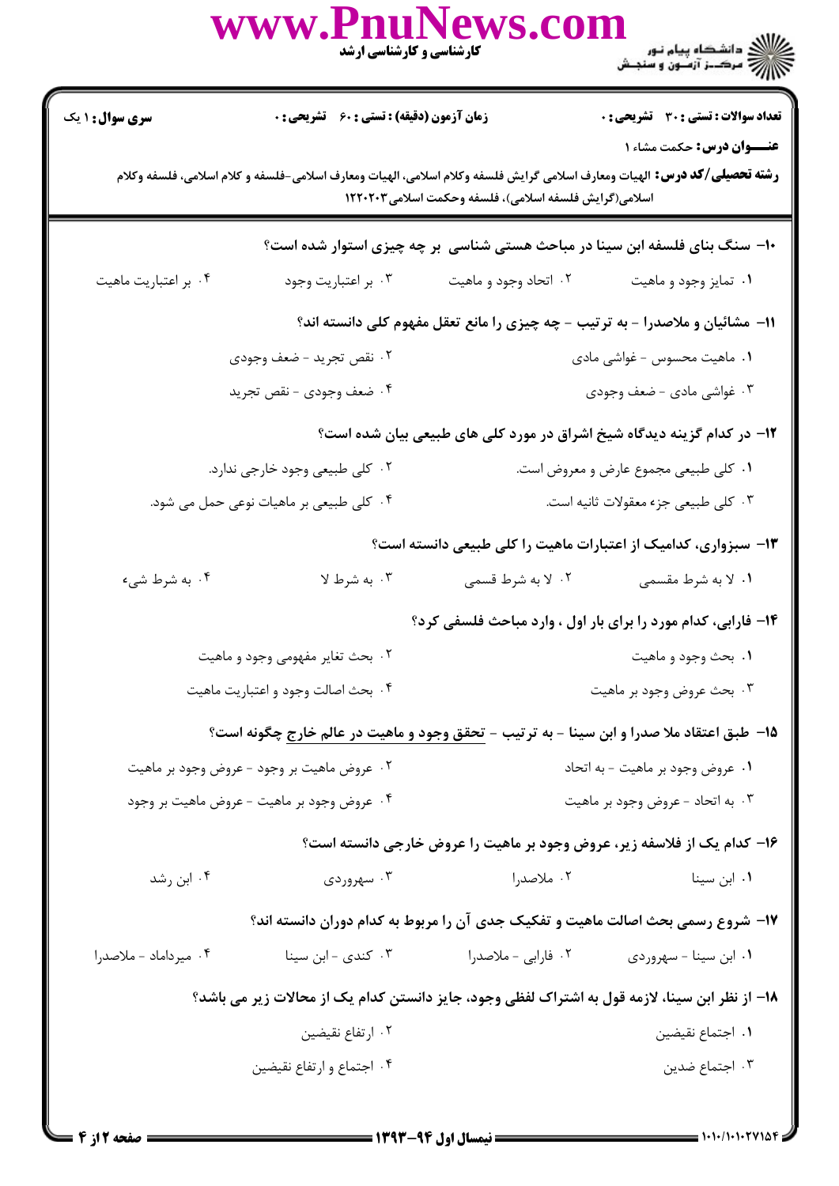**سری سوال:** ۱ یک

**زمان آزمون (دقیقه) : تستی : ۶۰ تشریحی : ۰**

**تعداد سوالات : تستی : ۳۰ تشریحی : ۰**

**عنـــوان درس:** حکمت مشاء ۱

**رشته تحصیلی/کد درس:** الهیات ومعارف اسلامی گرایش فلسفه وکلام اسلامی، الهیات ومعارف اسلامی-فلسفه و کلام اسلامی، فلسفه وکلام اسلامی(گرایش فلسفه اسلامی)، فلسفه وحکمت اسلامی۱۲۲۰۲۰۳

---

**۱۰- سنگ بنای فلسفه ابن سینا در مباحث هستی شناسی بر چه چیزی استوار شده است؟**

۱. تمایز وجود و ماهیت
۲. اتحاد وجود و ماهیت
۳. بر اعتباریت وجود
۴. بر اعتباریت ماهیت

**۱۱- مشائیان و ملاصدرا - به ترتیب - چه چیزی را مانع تعقل مفهوم کلی دانسته اند؟**

۱. ماهیت محسوس - غواشی مادی
۲. نقص تجرید - ضعف وجودی
۳. غواشی مادی - ضعف وجودی
۴. ضعف وجودی - نقص تجرید

**۱۲- در کدام گزینه دیدگاه شیخ اشراق در مورد کلی های طبیعی بیان شده است؟**

۱. کلی طبیعی مجموع عارض و معروض است.
۲. کلی طبیعی وجود خارجی ندارد.
۳. کلی طبیعی جزء معقولات ثانیه است.
۴. کلی طبیعی بر ماهیات نوعی حمل می شود.

**۱۳- سبزواری، کدامیک از اعتبارات ماهیت را کلی طبیعی دانسته است؟**

۱. لا به شرط مقسمی
۲. لا به شرط قسمی
۳. به شرط لا
۴. به شرط شیء

**۱۴- فارابی، کدام مورد را برای بار اول ، وارد مباحث فلسفی کرد؟**

۱. بحث وجود و ماهیت
۲. بحث تغایر مفهومی وجود و ماهیت
۳. بحث عروض وجود بر ماهیت
۴. بحث اصالت وجود و اعتباریت ماهیت

**۱۵- طبق اعتقاد ملا صدرا و ابن سینا - به ترتیب - <u>تحقق وجود و ماهیت در عالم خارج</u> چگونه است؟**

۱. عروض وجود بر ماهیت - به اتحاد
۲. عروض ماهیت بر وجود - عروض وجود بر ماهیت
۳. به اتحاد - عروض وجود بر ماهیت
۴. عروض وجود بر ماهیت - عروض ماهیت بر وجود

**۱۶- کدام یک از فلاسفه زیر، عروض وجود بر ماهیت را عروض خارجی دانسته است؟**

۱. ابن سینا
۲. ملاصدرا
۳. سهروردی
۴. ابن رشد

**۱۷- شروع رسمی بحث اصالت ماهیت و تفکیک جدی آن را مربوط به کدام دوران دانسته اند؟**

۱. ابن سینا - سهروردی
۲. فارابی - ملاصدرا
۳. کندی - ابن سینا
۴. میرداماد - ملاصدرا

**۱۸- از نظر ابن سینا، لازمه قول به اشتراک لفظی وجود، جایز دانستن کدام یک از محالات زیر می باشد؟**

۱. اجتماع نقیضین
۲. ارتفاع نقیضین
۳. اجتماع ضدین
۴. اجتماع و ارتفاع نقیضین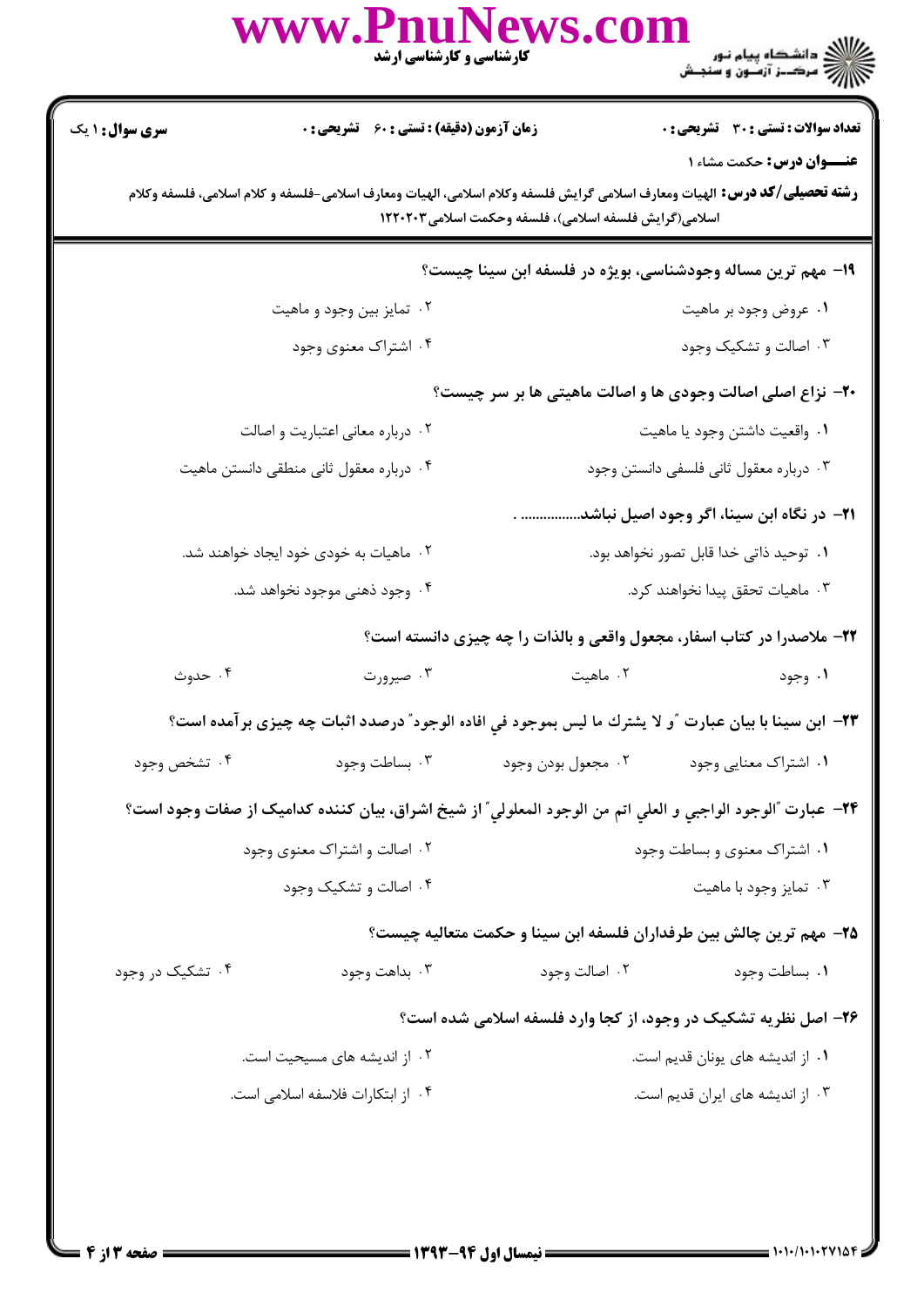۱۹- مهم ترین مساله وجودشناسی، بویژه در فلسفه ابن سینا چیست؟

۱. عروض وجود بر ماهیت
۲. تمایز بین وجود و ماهیت
۳. اصالت و تشکیک وجود
۴. اشتراک معنوی وجود

۲۰- نزاع اصلی اصالت وجودی ها و اصالت ماهیتی ها بر سر چیست؟

۱. واقعیت داشتن وجود یا ماهیت
۲. درباره معانی اعتباریت و اصالت
۳. درباره معقول ثانی فلسفی دانستن وجود
۴. درباره معقول ثانی منطقی دانستن ماهیت

۲۱- در نگاه ابن سینا، اگر وجود اصیل نباشد................ .

۱. توحید ذاتی خدا قابل تصور نخواهد بود.
۲. ماهیات به خودی خود ایجاد خواهند شد.
۳. ماهیات تحقق پیدا نخواهند کرد.
۴. وجود ذهنی موجود نخواهد شد.

۲۲- ملاصدرا در کتاب اسفار، مجعول واقعی و بالذات را چه چیزی دانسته است؟

۱. وجود
۲. ماهیت
۳. صیرورت
۴. حدوث

۲۳- ابن سینا با بیان عبارت "و لا یشترک ما لیس بموجود فی افاده الوجود" درصدد اثبات چه چیزی برآمده است؟

۱. اشتراک معنایی وجود
۲. مجعول بودن وجود
۳. بساطت وجود
۴. تشخص وجود

۲۴- عبارت "الوجود الواجبی و العلی اتم من الوجود المعلولی" از شیخ اشراق، بیان کننده کدامیک از صفات وجود است؟

۱. اشتراک معنوی و بساطت وجود
۲. اصالت و اشتراک معنوی وجود
۳. تمایز وجود با ماهیت
۴. اصالت و تشکیک وجود

۲۵- مهم ترین چالش بین طرفداران فلسفه ابن سینا و حکمت متعالیه چیست؟

۱. بساطت وجود
۲. اصالت وجود
۳. بداهت وجود
۴. تشکیک در وجود

۲۶- اصل نظریه تشکیک در وجود، از کجا وارد فلسفه اسلامی شده است؟

۱. از اندیشه های یونان قدیم است.
۲. از اندیشه های مسیحیت است.
۳. از اندیشه های ایران قدیم است.
۴. از ابتکارات فلاسفه اسلامی است.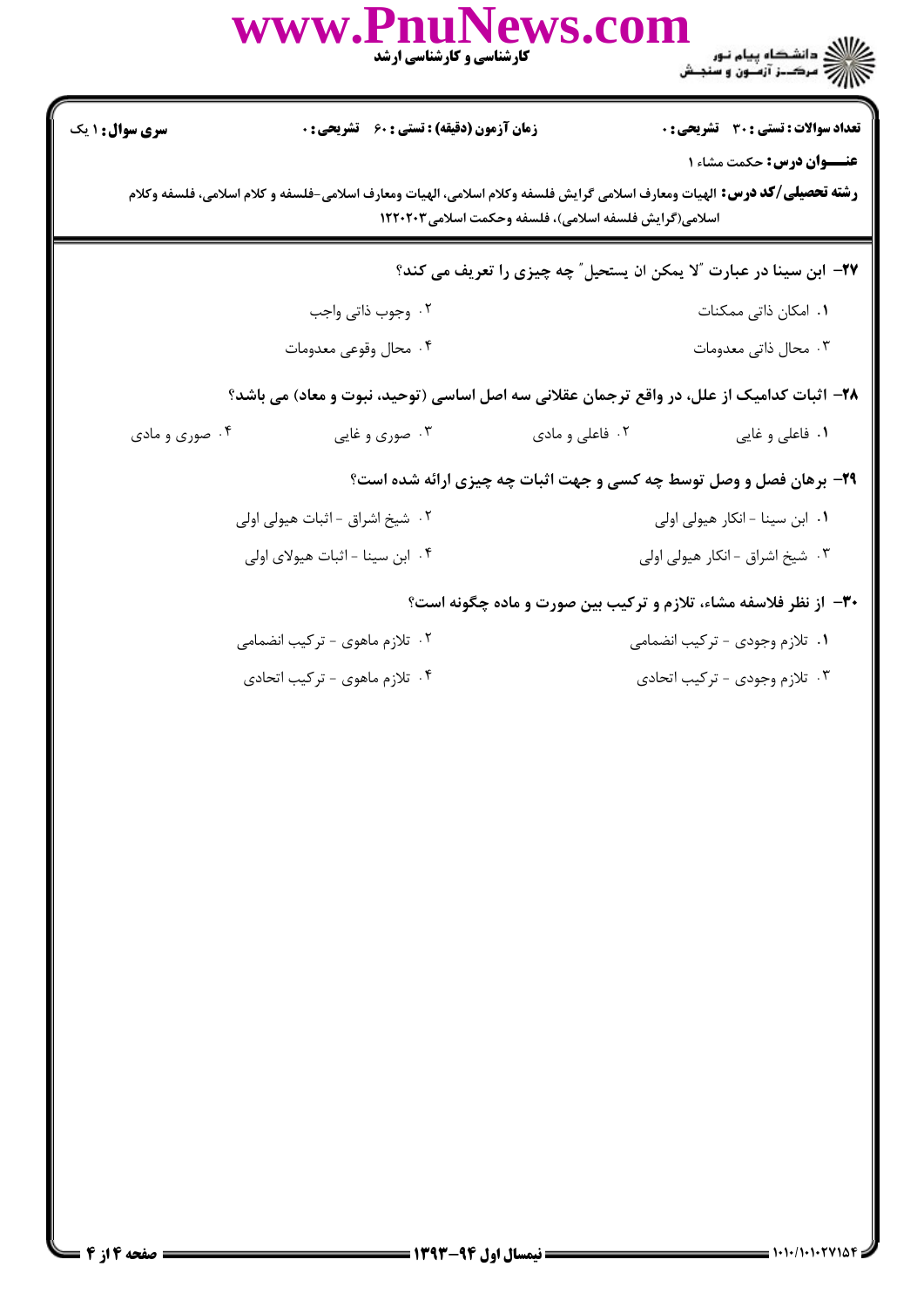**سری سوال:** ۱ یک

**زمان آزمون (دقیقه) : تستی : ۶۰ تشریحی : ۰**

**تعداد سوالات : تستی : ۳۰ تشریحی : ۰**

**عنـــوان درس:** حکمت مشاء ۱

**رشته تحصیلی/کد درس:** الهیات ومعارف اسلامی گرایش فلسفه وکلام اسلامی، الهیات ومعارف اسلامی-فلسفه و کلام اسلامی، فلسفه وکلام اسلامی(گرایش فلسفه اسلامی)، فلسفه وحکمت اسلامی ۱۲۲۰۲۰۳

---

**۲۷- ابن سینا در عبارت "لا یمکن ان یستحیل" چه چیزی را تعریف می کند؟**

۱. امکان ذاتی ممکنات

۲. وجوب ذاتی واجب

۳. محال ذاتی معدومات

۴. محال وقوعی معدومات

**۲۸- اثبات کدامیک از علل، در واقع ترجمان عقلانی سه اصل اساسی (توحید، نبوت و معاد) می باشد؟**

۱. فاعلی و غایی

۲. فاعلی و مادی

۳. صوری و غایی

۴. صوری و مادی

**۲۹- برهان فصل و وصل توسط چه کسی و جهت اثبات چه چیزی ارائه شده است؟**

۱. ابن سینا - انکار هیولی اولی

۲. شیخ اشراق - اثبات هیولی اولی

۳. شیخ اشراق - انکار هیولی اولی

۴. ابن سینا - اثبات هیولای اولی

**۳۰- از نظر فلاسفه مشاء، تلازم و ترکیب بین صورت و ماده چگونه است؟**

۱. تلازم وجودی - ترکیب انضمامی

۲. تلازم ماهوی - ترکیب انضمامی

۳. تلازم وجودی - ترکیب اتحادی

۴. تلازم ماهوی - ترکیب اتحادی